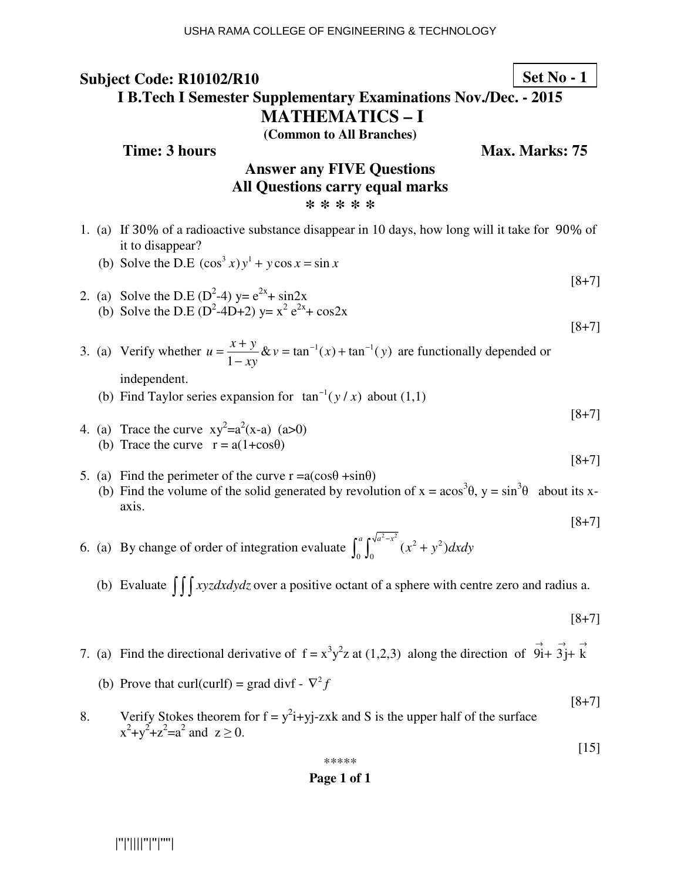USHA RAMA COLLEGE OF ENGINEERING & TECHNOLOGY

**Subject Code: R10102/R10** **Set No - 1**

## I B.Tech I Semester Supplementary Examinations Nov./Dec. - 2015

# MATHEMATICS – I

**(Common to All Branches)**

**Time: 3 hours** **Max. Marks: 75**

**Answer any FIVE Questions**
**All Questions carry equal marks**
**\* \* \* \* \***

1. (a) If 30% of a radioactive substance disappear in 10 days, how long will it take for 90% of it to disappear?
   (b) Solve the D.E $(\cos^3 x) y^1 + y \cos x = \sin x$
   [8+7]

2. (a) Solve the D.E $(D^2-4)\, y = e^{2x} + \sin 2x$
   (b) Solve the D.E $(D^2-4D+2)\, y = x^2 e^{2x} + \cos 2x$
   [8+7]

3. (a) Verify whether $u = \dfrac{x+y}{1-xy}$ & $v = \tan^{-1}(x) + \tan^{-1}(y)$ are functionally depended or independent.
   (b) Find Taylor series expansion for $\tan^{-1}(y/x)$ about (1,1)
   [8+7]

4. (a) Trace the curve $xy^2 = a^2(x-a)$ $(a>0)$
   (b) Trace the curve $r = a(1+\cos\theta)$
   [8+7]

5. (a) Find the perimeter of the curve $r = a(\cos\theta + \sin\theta)$
   (b) Find the volume of the solid generated by revolution of $x = a\cos^3\theta$, $y = \sin^3\theta$ about its x-axis.
   [8+7]

6. (a) By change of order of integration evaluate $\int_0^a \int_0^{\sqrt{a^2-x^2}} (x^2+y^2)\,dx\,dy$
   (b) Evaluate $\iiint xyz\,dx\,dy\,dz$ over a positive octant of a sphere with centre zero and radius a.
   [8+7]

7. (a) Find the directional derivative of $f = x^3y^2z$ at (1,2,3) along the direction of $9\vec{i} + 3\vec{j} + \vec{k}$
   (b) Prove that curl(curlf) = grad divf - $\nabla^2 f$
   [8+7]

8. Verify Stokes theorem for $f = y^2 i + yj - zxk$ and S is the upper half of the surface $x^2+y^2+z^2=a^2$ and $z \geq 0$.
   [15]

\*\*\*\*\*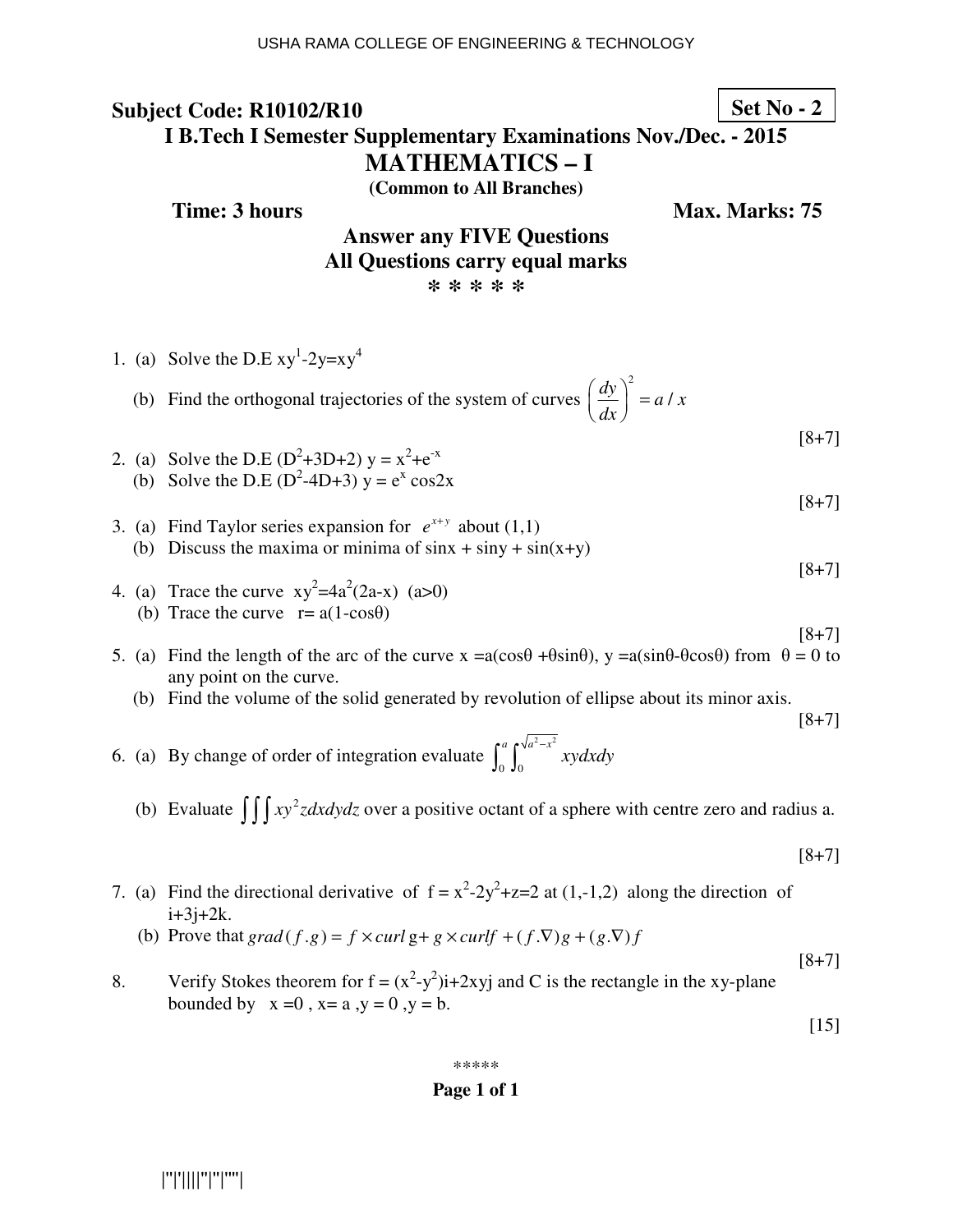USHA RAMA COLLEGE OF ENGINEERING & TECHNOLOGY

**Subject Code: R10102/R10** **Set No - 2**

## I B.Tech I Semester Supplementary Examinations Nov./Dec. - 2015

# MATHEMATICS – I

**(Common to All Branches)**

**Time: 3 hours** **Max. Marks: 75**

**Answer any FIVE Questions**
**All Questions carry equal marks**
*** * * * ***

1. (a) Solve the D.E $xy^1-2y=xy^4$

   (b) Find the orthogonal trajectories of the system of curves $\left(\frac{dy}{dx}\right)^2 = a/x$

   [8+7]

2. (a) Solve the D.E $(D^2+3D+2)\, y = x^2+e^{-x}$

   (b) Solve the D.E $(D^2-4D+3)\, y = e^x \cos 2x$

   [8+7]

3. (a) Find Taylor series expansion for $e^{x+y}$ about (1,1)

   (b) Discuss the maxima or minima of $\sin x + \sin y + \sin(x+y)$

   [8+7]

4. (a) Trace the curve $xy^2=4a^2(2a-x)$ $(a>0)$

   (b) Trace the curve $r= a(1-\cos\theta)$

   [8+7]

5. (a) Find the length of the arc of the curve $x =a(\cos\theta +\theta\sin\theta)$, $y =a(\sin\theta-\theta\cos\theta)$ from $\theta = 0$ to any point on the curve.

   (b) Find the volume of the solid generated by revolution of ellipse about its minor axis.

   [8+7]

6. (a) By change of order of integration evaluate $\int_0^a \int_0^{\sqrt{a^2-x^2}} xy\,dx\,dy$

   (b) Evaluate $\iiint xy^2 z\,dx\,dy\,dz$ over a positive octant of a sphere with centre zero and radius a.

   [8+7]

7. (a) Find the directional derivative of $f = x^2-2y^2+z=2$ at (1,-1,2) along the direction of i+3j+2k.

   (b) Prove that $grad\,(f.g) = f \times curl\, g + g \times curl f + (f.\nabla)g + (g.\nabla)f$

   [8+7]

8. Verify Stokes theorem for $f = (x^2-y^2)i+2xyj$ and C is the rectangle in the xy-plane bounded by $x =0$ , $x= a$ , $y = 0$ , $y = b$.

   [15]

*****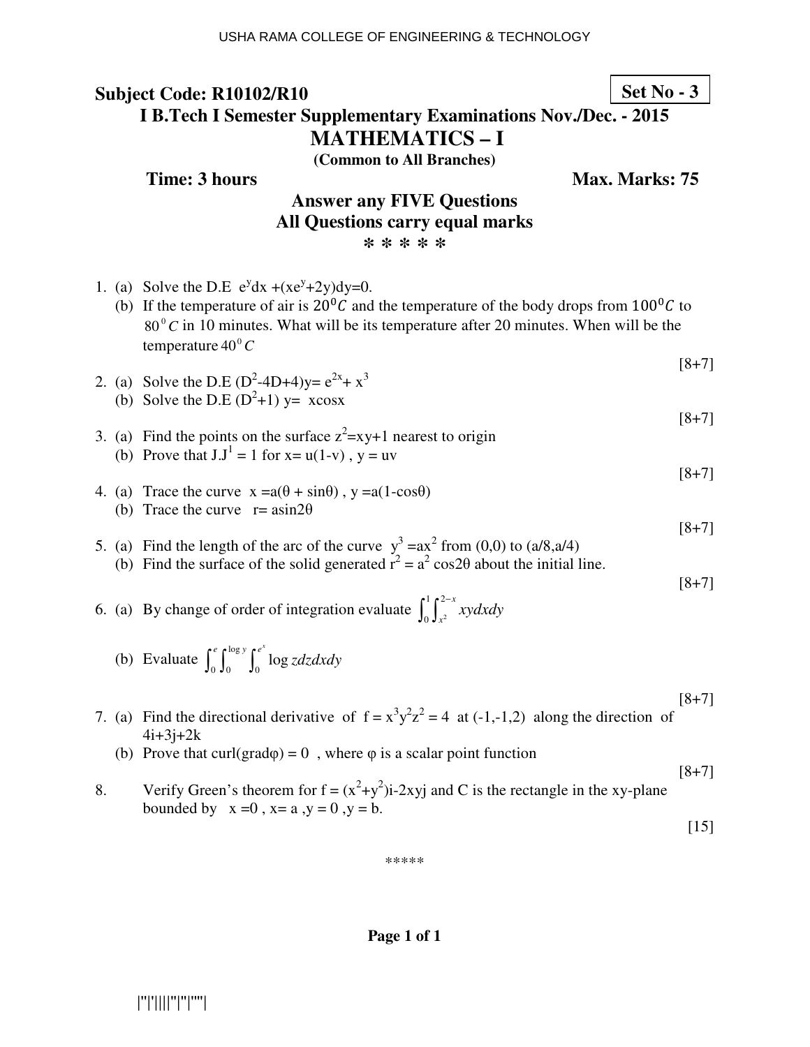**Subject Code: R10102/R10**

**Set No - 3**

**I B.Tech I Semester Supplementary Examinations Nov./Dec. - 2015**

# MATHEMATICS – I

**(Common to All Branches)**

**Time: 3 hours** **Max. Marks: 75**

**Answer any FIVE Questions**
**All Questions carry equal marks**
**\* \* \* \* \***

1. (a) Solve the D.E $e^y dx + (xe^y + 2y)dy = 0$.
   (b) If the temperature of air is $20^0 C$ and the temperature of the body drops from $100^0 C$ to $80^0 C$ in 10 minutes. What will be its temperature after 20 minutes. When will be the temperature $40^0 C$

   [8+7]

2. (a) Solve the D.E $(D^2 - 4D + 4)y = e^{2x} + x^3$
   (b) Solve the D.E $(D^2 + 1)\, y = x\cos x$

   [8+7]

3. (a) Find the points on the surface $z^2 = xy + 1$ nearest to origin
   (b) Prove that $J.J^1 = 1$ for $x = u(1-v)$ , $y = uv$

   [8+7]

4. (a) Trace the curve $x = a(\theta + \sin\theta)$ , $y = a(1 - \cos\theta)$
   (b) Trace the curve $r = a\sin 2\theta$

   [8+7]

5. (a) Find the length of the arc of the curve $y^3 = ax^2$ from $(0,0)$ to $(a/8, a/4)$
   (b) Find the surface of the solid generated $r^2 = a^2 \cos 2\theta$ about the initial line.

   [8+7]

6. (a) By change of order of integration evaluate $\int_0^1 \int_{x^2}^{2-x} xy\,dx\,dy$

   (b) Evaluate $\int_0^e \int_0^{\log y} \int_0^{e^x} \log z\, dz\,dx\,dy$

   [8+7]

7. (a) Find the directional derivative of $f = x^3 y^2 z^2 = 4$ at $(-1,-1,2)$ along the direction of $4i + 3j + 2k$
   (b) Prove that $\text{curl}(\text{grad}\varphi) = 0$ , where $\varphi$ is a scalar point function

   [8+7]

8. Verify Green's theorem for $f = (x^2 + y^2)i - 2xyj$ and C is the rectangle in the xy-plane bounded by $x = 0$ , $x = a$ , $y = 0$ , $y = b$.

   [15]

\*\*\*\*\*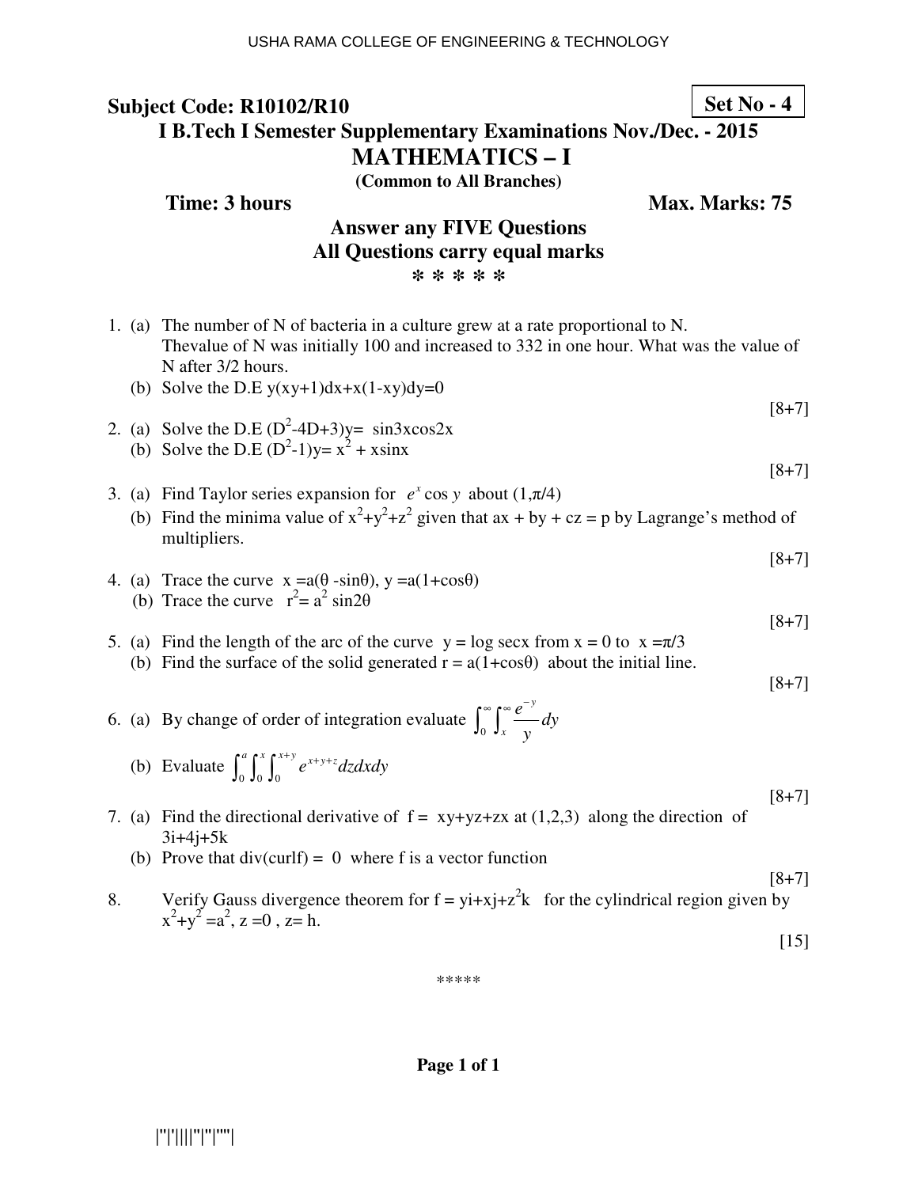**Subject Code: R10102/R10** **Set No - 4**

**I B.Tech I Semester Supplementary Examinations Nov./Dec. - 2015**

# MATHEMATICS – I

**(Common to All Branches)**

**Time: 3 hours** **Max. Marks: 75**

**Answer any FIVE Questions**

**All Questions carry equal marks**

**\* \* \* \* \***

1. (a) The number of N of bacteria in a culture grew at a rate proportional to N. Thevalue of N was initially 100 and increased to 332 in one hour. What was the value of N after 3/2 hours.
   (b) Solve the D.E $y(xy+1)dx+x(1-xy)dy=0$

   [8+7]

2. (a) Solve the D.E $(D^2-4D+3)y= \sin3x\cos2x$
   (b) Solve the D.E $(D^2-1)y= x^2 + x\sin x$

   [8+7]

3. (a) Find Taylor series expansion for $e^x \cos y$ about $(1,\pi/4)$
   (b) Find the minima value of $x^2+y^2+z^2$ given that $ax + by + cz = p$ by Lagrange's method of multipliers.

   [8+7]

4. (a) Trace the curve $x =a(\theta -\sin\theta)$, $y =a(1+\cos\theta)$
   (b) Trace the curve $r^2= a^2 \sin2\theta$

   [8+7]

5. (a) Find the length of the arc of the curve $y = \log \sec x$ from $x = 0$ to $x =\pi/3$
   (b) Find the surface of the solid generated $r = a(1+\cos\theta)$ about the initial line.

   [8+7]

6. (a) By change of order of integration evaluate $\int_0^\infty \int_x^\infty \frac{e^{-y}}{y} dy$
   (b) Evaluate $\int_0^a \int_0^x \int_0^{x+y} e^{x+y+z} dzdxdy$

   [8+7]

7. (a) Find the directional derivative of $f = xy+yz+zx$ at (1,2,3) along the direction of $3i+4j+5k$
   (b) Prove that div(curlf) = 0 where f is a vector function

   [8+7]

8. Verify Gauss divergence theorem for $f = yi+xj+z^2k$ for the cylindrical region given by $x^2+y^2 =a^2$, $z =0$ , $z= h$.

   [15]

\*\*\*\*\*